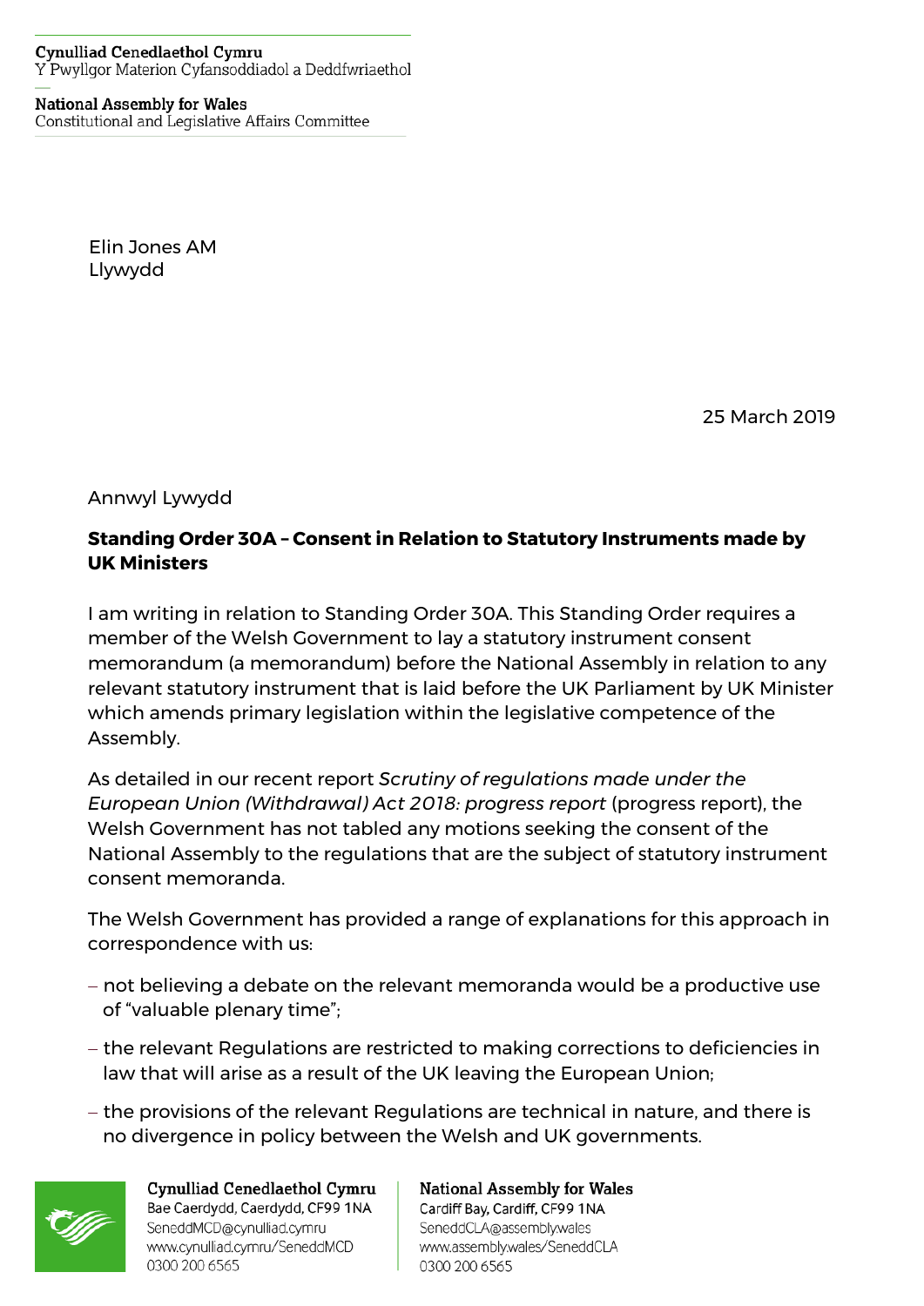Cynulliad Cenedlaethol Cymru
Y Pwyllgor Materion Cyfansoddiadol a Deddfwriaethol

National Assembly for Wales
Constitutional and Legislative Affairs Committee

Elin Jones AM
Llywydd

25 March 2019

Annwyl Lywydd

**Standing Order 30A – Consent in Relation to Statutory Instruments made by UK Ministers**

I am writing in relation to Standing Order 30A. This Standing Order requires a member of the Welsh Government to lay a statutory instrument consent memorandum (a memorandum) before the National Assembly in relation to any relevant statutory instrument that is laid before the UK Parliament by UK Minister which amends primary legislation within the legislative competence of the Assembly.

As detailed in our recent report *Scrutiny of regulations made under the European Union (Withdrawal) Act 2018: progress report* (progress report), the Welsh Government has not tabled any motions seeking the consent of the National Assembly to the regulations that are the subject of statutory instrument consent memoranda.

The Welsh Government has provided a range of explanations for this approach in correspondence with us:

- not believing a debate on the relevant memoranda would be a productive use of "valuable plenary time";
- the relevant Regulations are restricted to making corrections to deficiencies in law that will arise as a result of the UK leaving the European Union;
- the provisions of the relevant Regulations are technical in nature, and there is no divergence in policy between the Welsh and UK governments.

Cynulliad Cenedlaethol Cymru
Bae Caerdydd, Caerdydd, CF99 1NA
SeneddMCD@cynulliad.cymru
www.cynulliad.cymru/SeneddMCD
0300 200 6565

National Assembly for Wales
Cardiff Bay, Cardiff, CF99 1NA
SeneddCLA@assembly.wales
www.assembly.wales/SeneddCLA
0300 200 6565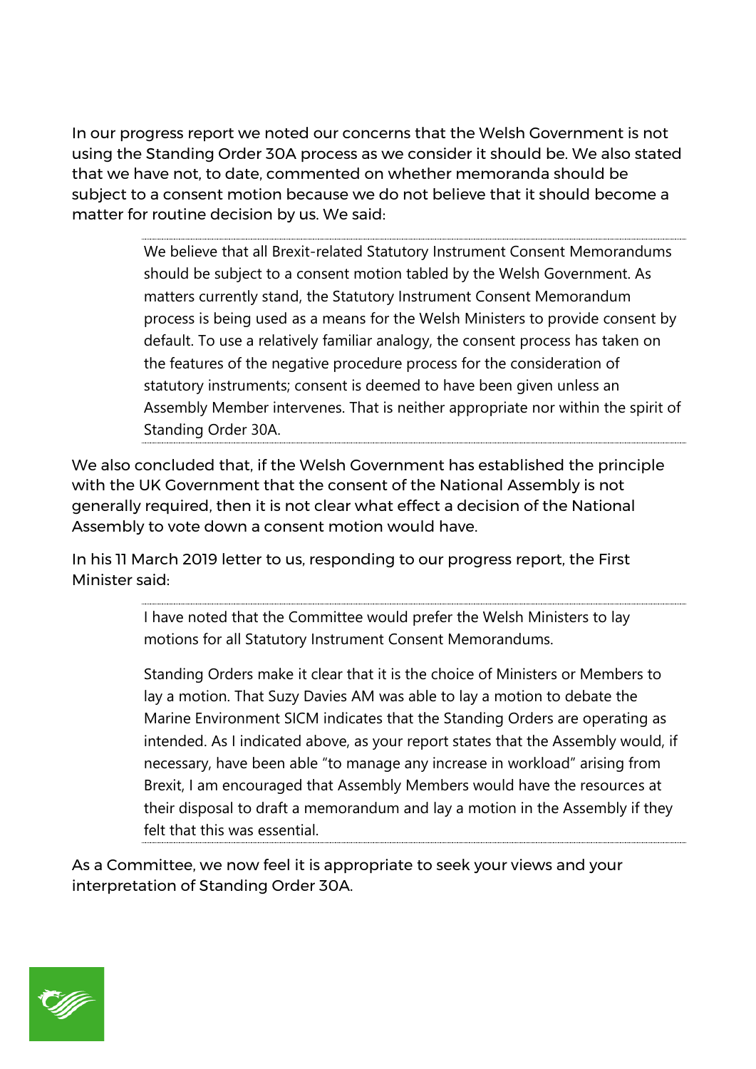In our progress report we noted our concerns that the Welsh Government is not using the Standing Order 30A process as we consider it should be. We also stated that we have not, to date, commented on whether memoranda should be subject to a consent motion because we do not believe that it should become a matter for routine decision by us. We said:

> We believe that all Brexit-related Statutory Instrument Consent Memorandums should be subject to a consent motion tabled by the Welsh Government. As matters currently stand, the Statutory Instrument Consent Memorandum process is being used as a means for the Welsh Ministers to provide consent by default. To use a relatively familiar analogy, the consent process has taken on the features of the negative procedure process for the consideration of statutory instruments; consent is deemed to have been given unless an Assembly Member intervenes. That is neither appropriate nor within the spirit of Standing Order 30A.

We also concluded that, if the Welsh Government has established the principle with the UK Government that the consent of the National Assembly is not generally required, then it is not clear what effect a decision of the National Assembly to vote down a consent motion would have.

In his 11 March 2019 letter to us, responding to our progress report, the First Minister said:

> I have noted that the Committee would prefer the Welsh Ministers to lay motions for all Statutory Instrument Consent Memorandums.
>
> Standing Orders make it clear that it is the choice of Ministers or Members to lay a motion. That Suzy Davies AM was able to lay a motion to debate the Marine Environment SICM indicates that the Standing Orders are operating as intended. As I indicated above, as your report states that the Assembly would, if necessary, have been able "to manage any increase in workload" arising from Brexit, I am encouraged that Assembly Members would have the resources at their disposal to draft a memorandum and lay a motion in the Assembly if they felt that this was essential.

As a Committee, we now feel it is appropriate to seek your views and your interpretation of Standing Order 30A.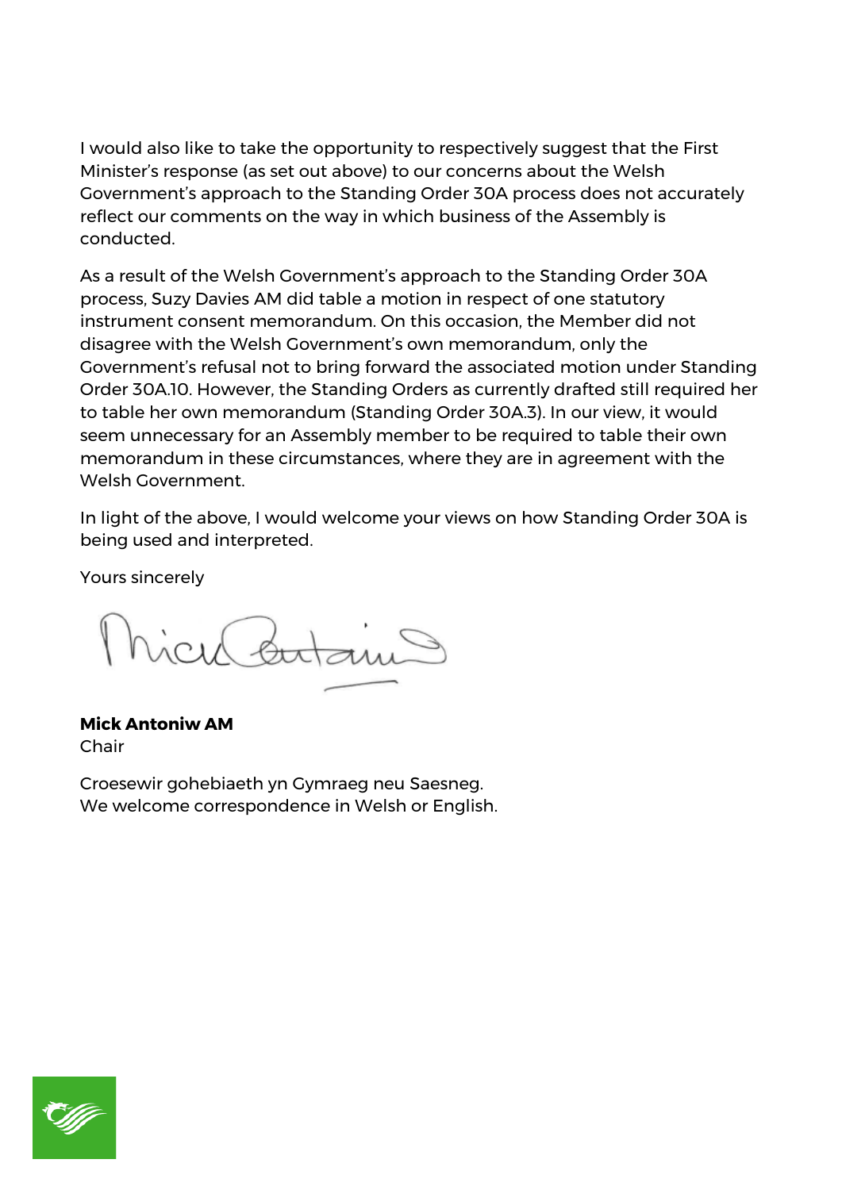I would also like to take the opportunity to respectively suggest that the First Minister's response (as set out above) to our concerns about the Welsh Government's approach to the Standing Order 30A process does not accurately reflect our comments on the way in which business of the Assembly is conducted.

As a result of the Welsh Government's approach to the Standing Order 30A process, Suzy Davies AM did table a motion in respect of one statutory instrument consent memorandum. On this occasion, the Member did not disagree with the Welsh Government's own memorandum, only the Government's refusal not to bring forward the associated motion under Standing Order 30A.10. However, the Standing Orders as currently drafted still required her to table her own memorandum (Standing Order 30A.3). In our view, it would seem unnecessary for an Assembly member to be required to table their own memorandum in these circumstances, where they are in agreement with the Welsh Government.

In light of the above, I would welcome your views on how Standing Order 30A is being used and interpreted.

Yours sincerely

**Mick Antoniw AM**
Chair

Croesewir gohebiaeth yn Gymraeg neu Saesneg.
We welcome correspondence in Welsh or English.